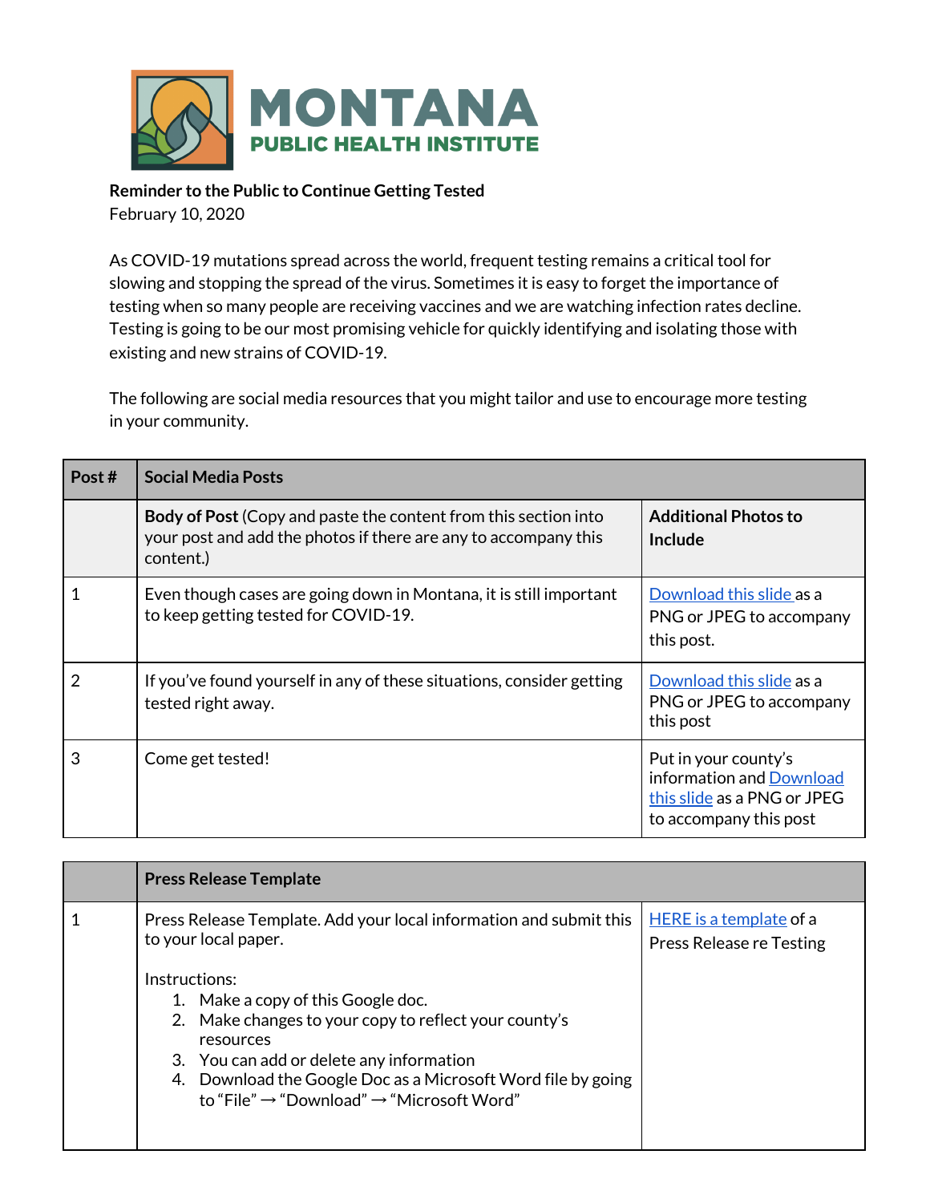**MONTANA PUBLIC HEALTH INSTITUTE**

**Reminder to the Public to Continue Getting Tested**
February 10, 2020

As COVID-19 mutations spread across the world, frequent testing remains a critical tool for slowing and stopping the spread of the virus. Sometimes it is easy to forget the importance of testing when so many people are receiving vaccines and we are watching infection rates decline. Testing is going to be our most promising vehicle for quickly identifying and isolating those with existing and new strains of COVID-19.

The following are social media resources that you might tailor and use to encourage more testing in your community.

| Post # | Social Media Posts | |
|---|---|---|
| | **Body of Post** (Copy and paste the content from this section into your post and add the photos if there are any to accompany this content.) | **Additional Photos to Include** |
| 1 | Even though cases are going down in Montana, it is still important to keep getting tested for COVID-19. | Download this slide as a PNG or JPEG to accompany this post. |
| 2 | If you've found yourself in any of these situations, consider getting tested right away. | Download this slide as a PNG or JPEG to accompany this post |
| 3 | Come get tested! | Put in your county's information and Download this slide as a PNG or JPEG to accompany this post |

| | Press Release Template | |
|---|---|---|
| 1 | Press Release Template. Add your local information and submit this to your local paper.<br><br>Instructions:<br>1. Make a copy of this Google doc.<br>2. Make changes to your copy to reflect your county's resources<br>3. You can add or delete any information<br>4. Download the Google Doc as a Microsoft Word file by going to "File" → "Download" → "Microsoft Word" | HERE is a template of a Press Release re Testing |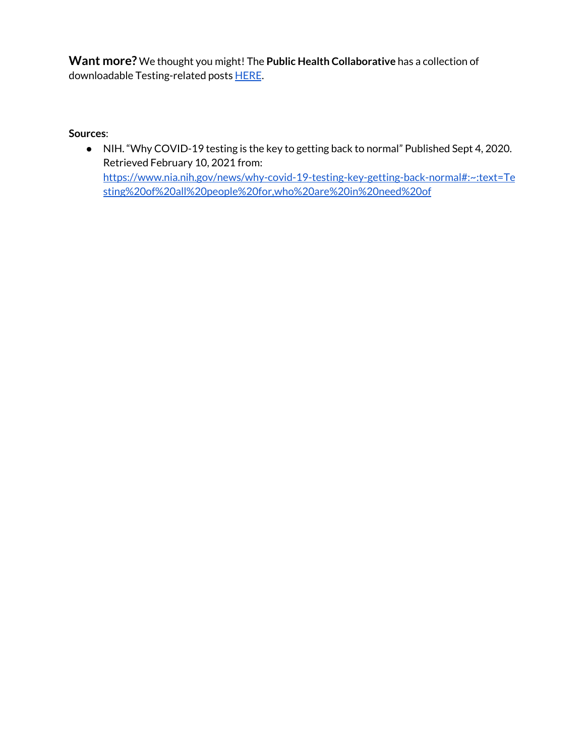**Want more?** We thought you might! The **Public Health Collaborative** has a collection of downloadable Testing-related posts HERE.

**Sources**:

- NIH. "Why COVID-19 testing is the key to getting back to normal" Published Sept 4, 2020. Retrieved February 10, 2021 from: https://www.nia.nih.gov/news/why-covid-19-testing-key-getting-back-normal#:~:text=Testing%20of%20all%20people%20for,who%20are%20in%20need%20of